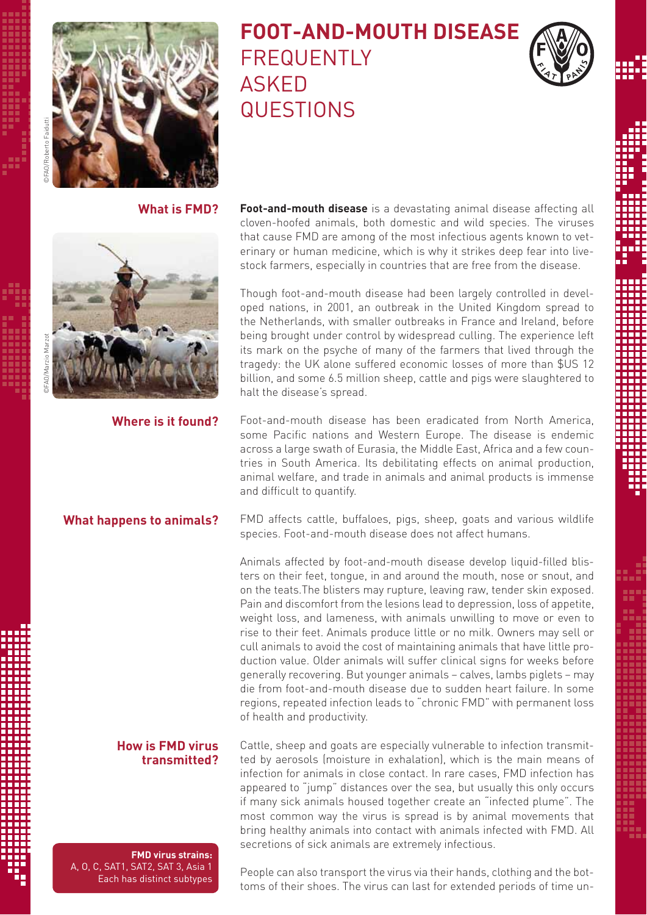# FOOT-AND-MOUTH DISEASE FREQUENTLY ASKED QUESTIONS

©FAO/Roberto Faidutti

©FAO/Marzio Marzot

## What is FMD?

**Foot-and-mouth disease** is a devastating animal disease affecting all cloven-hoofed animals, both domestic and wild species. The viruses that cause FMD are among of the most infectious agents known to veterinary or human medicine, which is why it strikes deep fear into livestock farmers, especially in countries that are free from the disease.

Though foot-and-mouth disease had been largely controlled in developed nations, in 2001, an outbreak in the United Kingdom spread to the Netherlands, with smaller outbreaks in France and Ireland, before being brought under control by widespread culling. The experience left its mark on the psyche of many of the farmers that lived through the tragedy: the UK alone suffered economic losses of more than $US 12 billion, and some 6.5 million sheep, cattle and pigs were slaughtered to halt the disease's spread.

## Where is it found?

Foot-and-mouth disease has been eradicated from North America, some Pacific nations and Western Europe. The disease is endemic across a large swath of Eurasia, the Middle East, Africa and a few countries in South America. Its debilitating effects on animal production, animal welfare, and trade in animals and animal products is immense and difficult to quantify.

## What happens to animals?

FMD affects cattle, buffaloes, pigs, sheep, goats and various wildlife species. Foot-and-mouth disease does not affect humans.

Animals affected by foot-and-mouth disease develop liquid-filled blisters on their feet, tongue, in and around the mouth, nose or snout, and on the teats.The blisters may rupture, leaving raw, tender skin exposed. Pain and discomfort from the lesions lead to depression, loss of appetite, weight loss, and lameness, with animals unwilling to move or even to rise to their feet. Animals produce little or no milk. Owners may sell or cull animals to avoid the cost of maintaining animals that have little production value. Older animals will suffer clinical signs for weeks before generally recovering. But younger animals – calves, lambs piglets – may die from foot-and-mouth disease due to sudden heart failure. In some regions, repeated infection leads to "chronic FMD" with permanent loss of health and productivity.

## How is FMD virus transmitted?

Cattle, sheep and goats are especially vulnerable to infection transmitted by aerosols (moisture in exhalation), which is the main means of infection for animals in close contact. In rare cases, FMD infection has appeared to "jump" distances over the sea, but usually this only occurs if many sick animals housed together create an "infected plume". The most common way the virus is spread is by animal movements that bring healthy animals into contact with animals infected with FMD. All secretions of sick animals are extremely infectious.

**FMD virus strains:**
A, O, C, SAT1, SAT2, SAT 3, Asia 1
Each has distinct subtypes

People can also transport the virus via their hands, clothing and the bottoms of their shoes. The virus can last for extended periods of time un-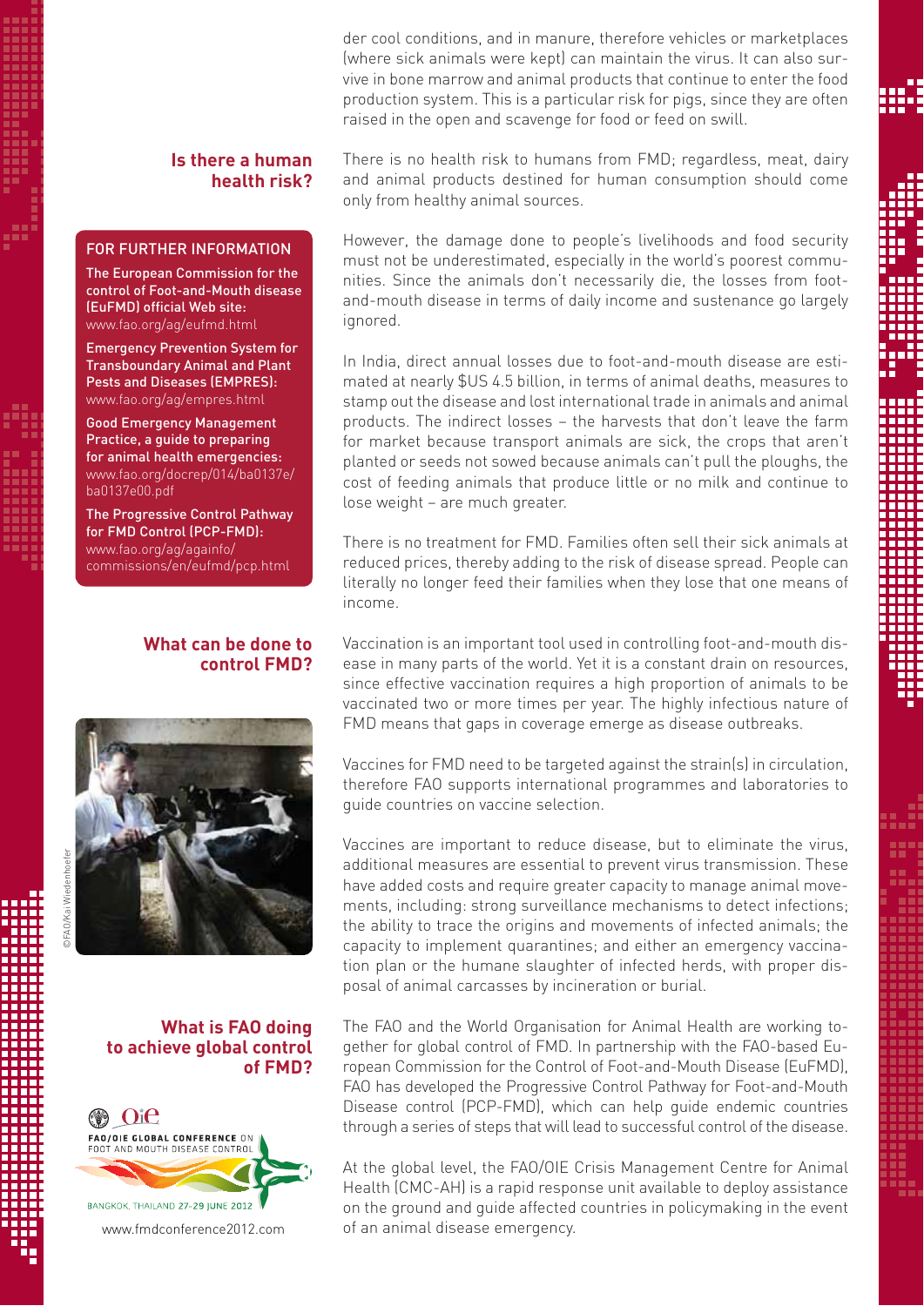der cool conditions, and in manure, therefore vehicles or marketplaces (where sick animals were kept) can maintain the virus. It can also survive in bone marrow and animal products that continue to enter the food production system. This is a particular risk for pigs, since they are often raised in the open and scavenge for food or feed on swill.

## Is there a human health risk?

There is no health risk to humans from FMD; regardless, meat, dairy and animal products destined for human consumption should come only from healthy animal sources.

However, the damage done to people's livelihoods and food security must not be underestimated, especially in the world's poorest communities. Since the animals don't necessarily die, the losses from foot-and-mouth disease in terms of daily income and sustenance go largely ignored.

In India, direct annual losses due to foot-and-mouth disease are estimated at nearly $US 4.5 billion, in terms of animal deaths, measures to stamp out the disease and lost international trade in animals and animal products. The indirect losses – the harvests that don't leave the farm for market because transport animals are sick, the crops that aren't planted or seeds not sowed because animals can't pull the ploughs, the cost of feeding animals that produce little or no milk and continue to lose weight – are much greater.

There is no treatment for FMD. Families often sell their sick animals at reduced prices, thereby adding to the risk of disease spread. People can literally no longer feed their families when they lose that one means of income.

### FOR FURTHER INFORMATION

**The European Commission for the control of Foot-and-Mouth disease (EuFMD) official Web site:**
www.fao.org/ag/eufmd.html

**Emergency Prevention System for Transboundary Animal and Plant Pests and Diseases (EMPRES):**
www.fao.org/ag/empres.html

**Good Emergency Management Practice, a guide to preparing for animal health emergencies:**
www.fao.org/docrep/014/ba0137e/ba0137e00.pdf

**The Progressive Control Pathway for FMD Control (PCP-FMD):**
www.fao.org/ag/againfo/commissions/en/eufmd/pcp.html

## What can be done to control FMD?

Vaccination is an important tool used in controlling foot-and-mouth disease in many parts of the world. Yet it is a constant drain on resources, since effective vaccination requires a high proportion of animals to be vaccinated two or more times per year. The highly infectious nature of FMD means that gaps in coverage emerge as disease outbreaks.

Vaccines for FMD need to be targeted against the strain(s) in circulation, therefore FAO supports international programmes and laboratories to guide countries on vaccine selection.

Vaccines are important to reduce disease, but to eliminate the virus, additional measures are essential to prevent virus transmission. These have added costs and require greater capacity to manage animal movements, including: strong surveillance mechanisms to detect infections; the ability to trace the origins and movements of infected animals; the capacity to implement quarantines; and either an emergency vaccination plan or the humane slaughter of infected herds, with proper disposal of animal carcasses by incineration or burial.

©FAO/Kai Wiedenhoefer

## What is FAO doing to achieve global control of FMD?

The FAO and the World Organisation for Animal Health are working together for global control of FMD. In partnership with the FAO-based European Commission for the Control of Foot-and-Mouth Disease (EuFMD), FAO has developed the Progressive Control Pathway for Foot-and-Mouth Disease control (PCP-FMD), which can help guide endemic countries through a series of steps that will lead to successful control of the disease.

At the global level, the FAO/OIE Crisis Management Centre for Animal Health (CMC-AH) is a rapid response unit available to deploy assistance on the ground and guide affected countries in policymaking in the event of an animal disease emergency.

FAO/OIE GLOBAL CONFERENCE ON FOOT AND MOUTH DISEASE CONTROL

BANGKOK, THAILAND 27-29 JUNE 2012

www.fmdconference2012.com